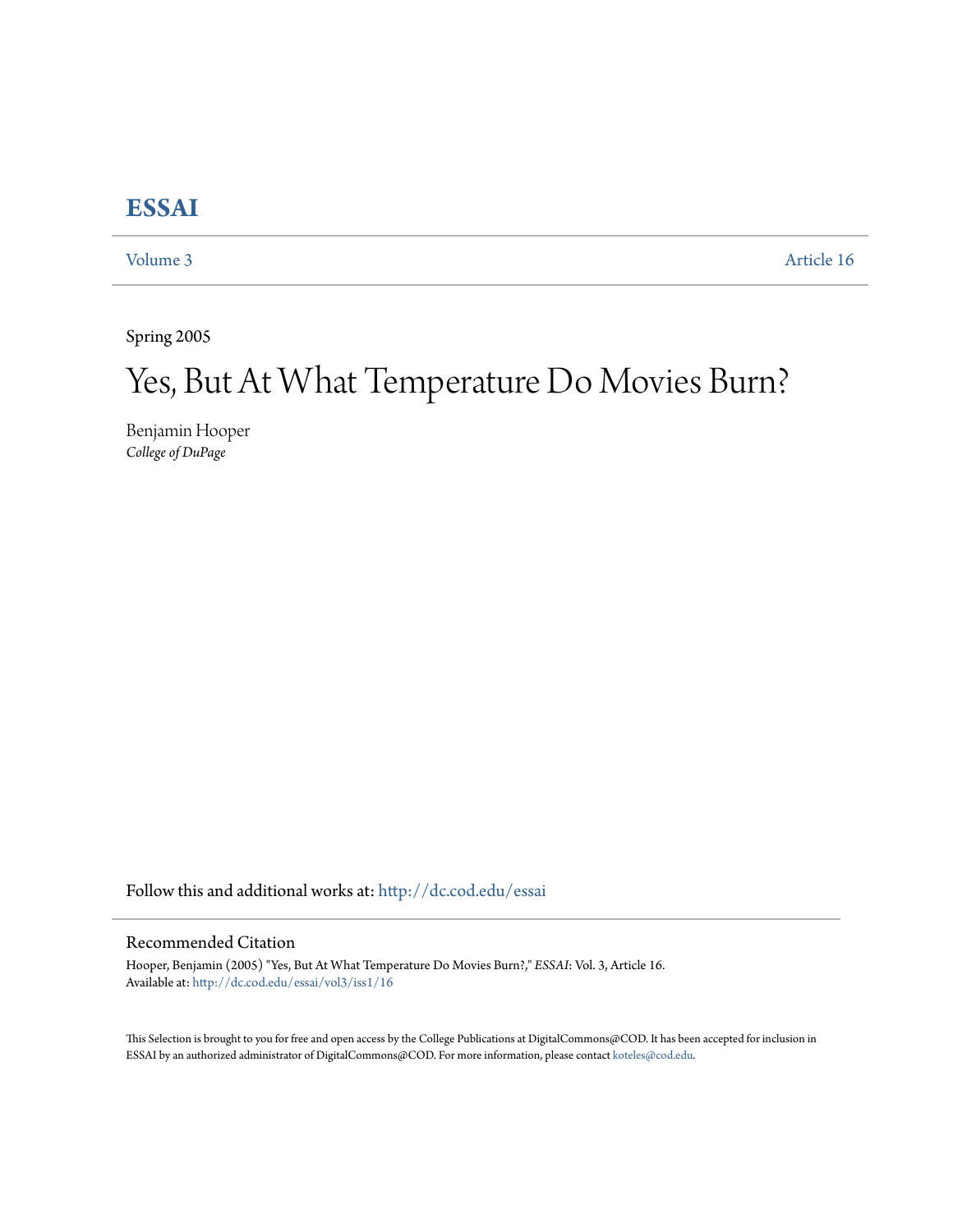# ESSAI

Volume 3 Article 16

Spring 2005

## Yes, But At What Temperature Do Movies Burn?

Benjamin Hooper
*College of DuPage*

Follow this and additional works at: http://dc.cod.edu/essai

### Recommended Citation

Hooper, Benjamin (2005) "Yes, But At What Temperature Do Movies Burn?," *ESSAI*: Vol. 3, Article 16.
Available at: http://dc.cod.edu/essai/vol3/iss1/16

This Selection is brought to you for free and open access by the College Publications at DigitalCommons@COD. It has been accepted for inclusion in ESSAI by an authorized administrator of DigitalCommons@COD. For more information, please contact koteles@cod.edu.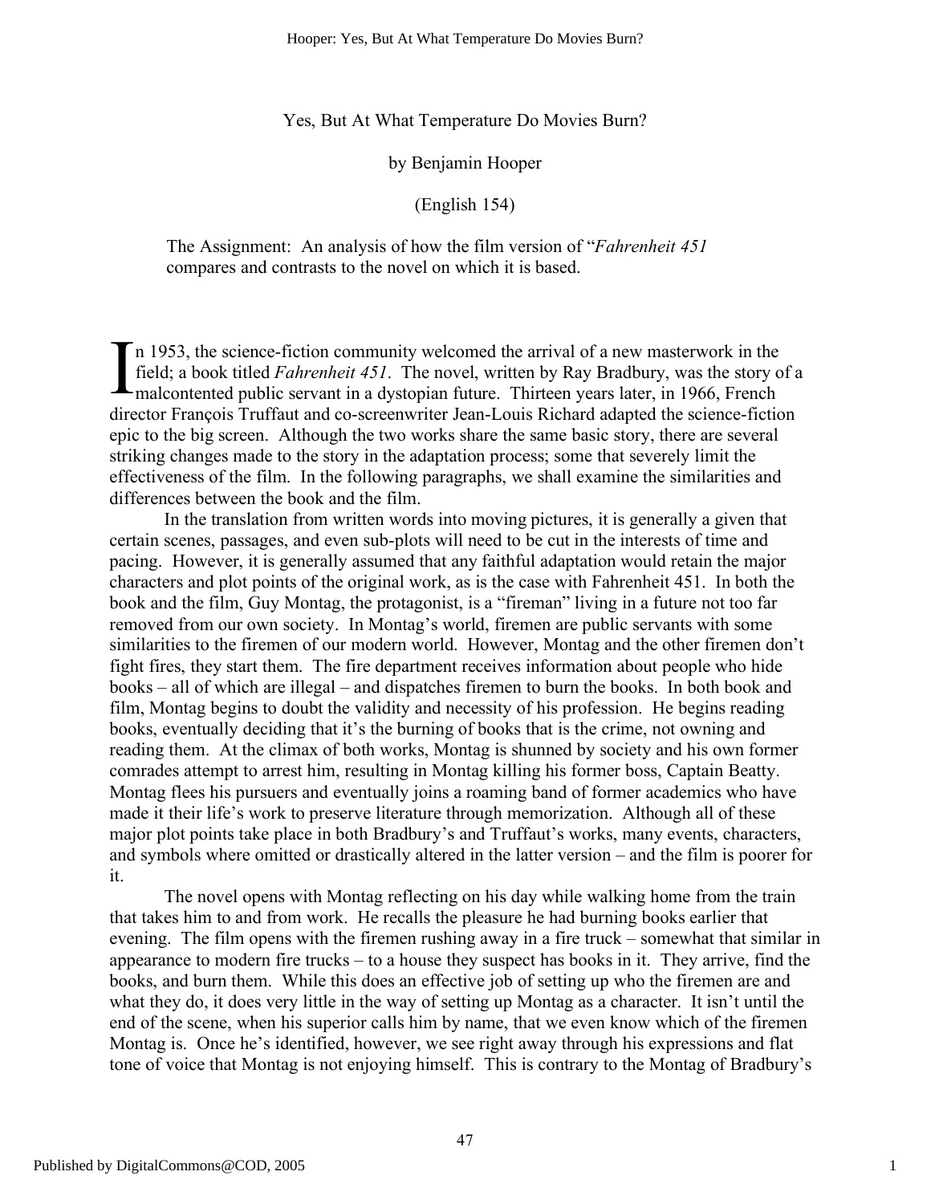Yes, But At What Temperature Do Movies Burn?

by Benjamin Hooper

(English 154)

The Assignment: An analysis of how the film version of "*Fahrenheit 451* compares and contrasts to the novel on which it is based.

In 1953, the science-fiction community welcomed the arrival of a new masterwork in the field; a book titled *Fahrenheit 451*. The novel, written by Ray Bradbury, was the story of a malcontented public servant in a dystopian future. Thirteen years later, in 1966, French director François Truffaut and co-screenwriter Jean-Louis Richard adapted the science-fiction epic to the big screen. Although the two works share the same basic story, there are several striking changes made to the story in the adaptation process; some that severely limit the effectiveness of the film. In the following paragraphs, we shall examine the similarities and differences between the book and the film.

In the translation from written words into moving pictures, it is generally a given that certain scenes, passages, and even sub-plots will need to be cut in the interests of time and pacing. However, it is generally assumed that any faithful adaptation would retain the major characters and plot points of the original work, as is the case with Fahrenheit 451. In both the book and the film, Guy Montag, the protagonist, is a "fireman" living in a future not too far removed from our own society. In Montag's world, firemen are public servants with some similarities to the firemen of our modern world. However, Montag and the other firemen don't fight fires, they start them. The fire department receives information about people who hide books – all of which are illegal – and dispatches firemen to burn the books. In both book and film, Montag begins to doubt the validity and necessity of his profession. He begins reading books, eventually deciding that it's the burning of books that is the crime, not owning and reading them. At the climax of both works, Montag is shunned by society and his own former comrades attempt to arrest him, resulting in Montag killing his former boss, Captain Beatty. Montag flees his pursuers and eventually joins a roaming band of former academics who have made it their life's work to preserve literature through memorization. Although all of these major plot points take place in both Bradbury's and Truffaut's works, many events, characters, and symbols where omitted or drastically altered in the latter version – and the film is poorer for it.

The novel opens with Montag reflecting on his day while walking home from the train that takes him to and from work. He recalls the pleasure he had burning books earlier that evening. The film opens with the firemen rushing away in a fire truck – somewhat that similar in appearance to modern fire trucks – to a house they suspect has books in it. They arrive, find the books, and burn them. While this does an effective job of setting up who the firemen are and what they do, it does very little in the way of setting up Montag as a character. It isn't until the end of the scene, when his superior calls him by name, that we even know which of the firemen Montag is. Once he's identified, however, we see right away through his expressions and flat tone of voice that Montag is not enjoying himself. This is contrary to the Montag of Bradbury's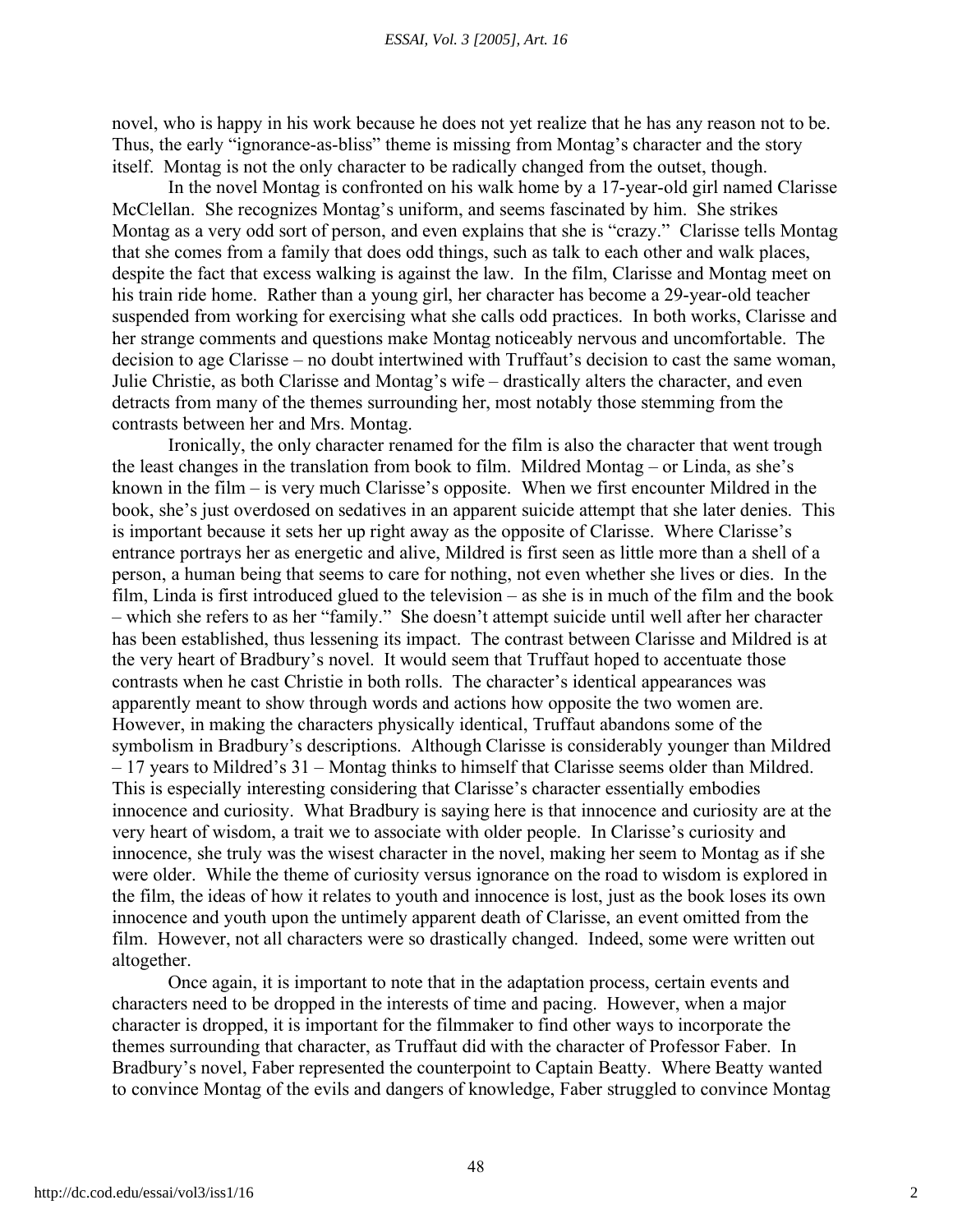novel, who is happy in his work because he does not yet realize that he has any reason not to be. Thus, the early "ignorance-as-bliss" theme is missing from Montag's character and the story itself. Montag is not the only character to be radically changed from the outset, though.

In the novel Montag is confronted on his walk home by a 17-year-old girl named Clarisse McClellan. She recognizes Montag's uniform, and seems fascinated by him. She strikes Montag as a very odd sort of person, and even explains that she is "crazy." Clarisse tells Montag that she comes from a family that does odd things, such as talk to each other and walk places, despite the fact that excess walking is against the law. In the film, Clarisse and Montag meet on his train ride home. Rather than a young girl, her character has become a 29-year-old teacher suspended from working for exercising what she calls odd practices. In both works, Clarisse and her strange comments and questions make Montag noticeably nervous and uncomfortable. The decision to age Clarisse – no doubt intertwined with Truffaut's decision to cast the same woman, Julie Christie, as both Clarisse and Montag's wife – drastically alters the character, and even detracts from many of the themes surrounding her, most notably those stemming from the contrasts between her and Mrs. Montag.

Ironically, the only character renamed for the film is also the character that went trough the least changes in the translation from book to film. Mildred Montag – or Linda, as she's known in the film – is very much Clarisse's opposite. When we first encounter Mildred in the book, she's just overdosed on sedatives in an apparent suicide attempt that she later denies. This is important because it sets her up right away as the opposite of Clarisse. Where Clarisse's entrance portrays her as energetic and alive, Mildred is first seen as little more than a shell of a person, a human being that seems to care for nothing, not even whether she lives or dies. In the film, Linda is first introduced glued to the television – as she is in much of the film and the book – which she refers to as her "family." She doesn't attempt suicide until well after her character has been established, thus lessening its impact. The contrast between Clarisse and Mildred is at the very heart of Bradbury's novel. It would seem that Truffaut hoped to accentuate those contrasts when he cast Christie in both rolls. The character's identical appearances was apparently meant to show through words and actions how opposite the two women are. However, in making the characters physically identical, Truffaut abandons some of the symbolism in Bradbury's descriptions. Although Clarisse is considerably younger than Mildred – 17 years to Mildred's 31 – Montag thinks to himself that Clarisse seems older than Mildred. This is especially interesting considering that Clarisse's character essentially embodies innocence and curiosity. What Bradbury is saying here is that innocence and curiosity are at the very heart of wisdom, a trait we to associate with older people. In Clarisse's curiosity and innocence, she truly was the wisest character in the novel, making her seem to Montag as if she were older. While the theme of curiosity versus ignorance on the road to wisdom is explored in the film, the ideas of how it relates to youth and innocence is lost, just as the book loses its own innocence and youth upon the untimely apparent death of Clarisse, an event omitted from the film. However, not all characters were so drastically changed. Indeed, some were written out altogether.

Once again, it is important to note that in the adaptation process, certain events and characters need to be dropped in the interests of time and pacing. However, when a major character is dropped, it is important for the filmmaker to find other ways to incorporate the themes surrounding that character, as Truffaut did with the character of Professor Faber. In Bradbury's novel, Faber represented the counterpoint to Captain Beatty. Where Beatty wanted to convince Montag of the evils and dangers of knowledge, Faber struggled to convince Montag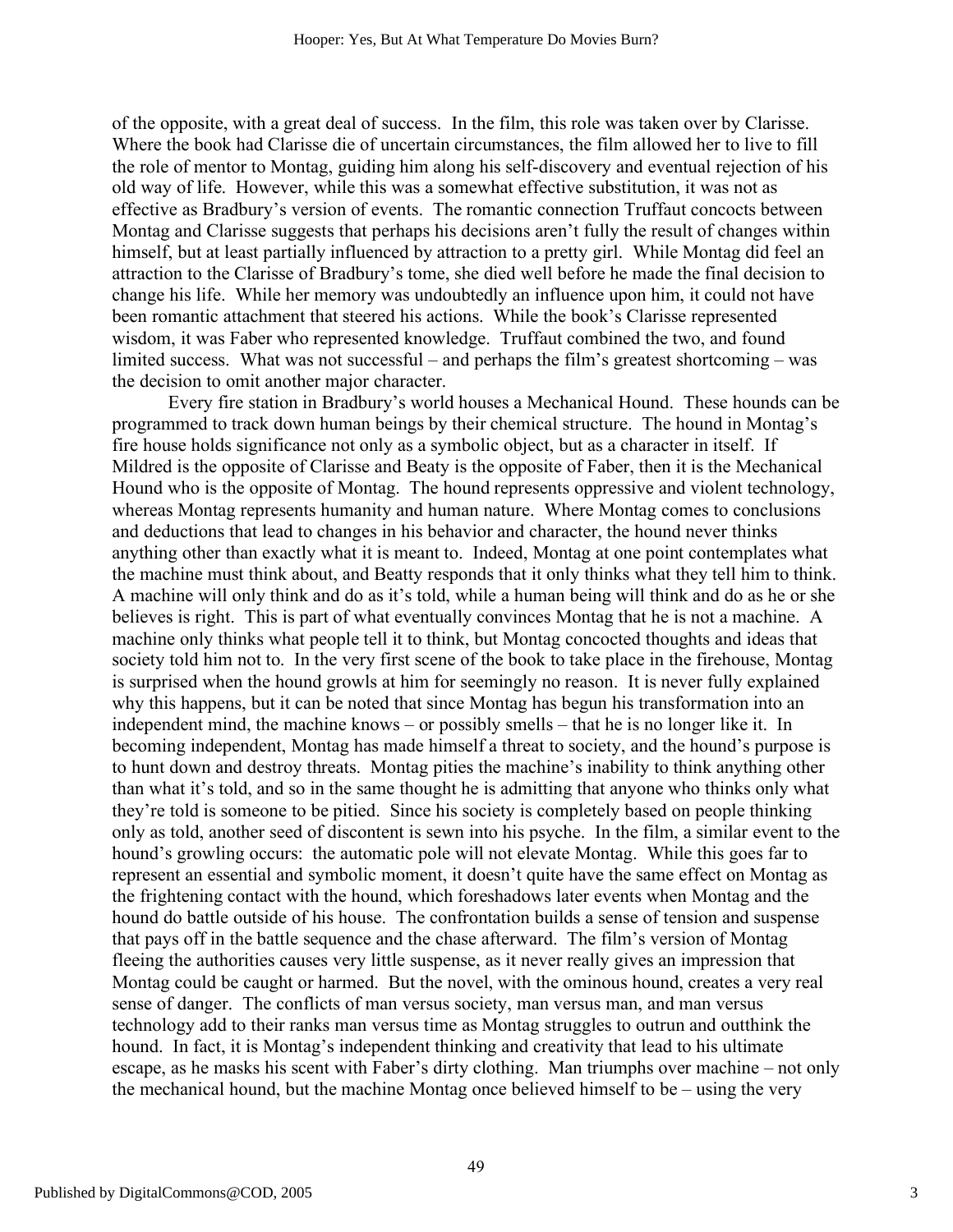of the opposite, with a great deal of success. In the film, this role was taken over by Clarisse. Where the book had Clarisse die of uncertain circumstances, the film allowed her to live to fill the role of mentor to Montag, guiding him along his self-discovery and eventual rejection of his old way of life. However, while this was a somewhat effective substitution, it was not as effective as Bradbury's version of events. The romantic connection Truffaut concocts between Montag and Clarisse suggests that perhaps his decisions aren't fully the result of changes within himself, but at least partially influenced by attraction to a pretty girl. While Montag did feel an attraction to the Clarisse of Bradbury's tome, she died well before he made the final decision to change his life. While her memory was undoubtedly an influence upon him, it could not have been romantic attachment that steered his actions. While the book's Clarisse represented wisdom, it was Faber who represented knowledge. Truffaut combined the two, and found limited success. What was not successful – and perhaps the film's greatest shortcoming – was the decision to omit another major character.

Every fire station in Bradbury's world houses a Mechanical Hound. These hounds can be programmed to track down human beings by their chemical structure. The hound in Montag's fire house holds significance not only as a symbolic object, but as a character in itself. If Mildred is the opposite of Clarisse and Beaty is the opposite of Faber, then it is the Mechanical Hound who is the opposite of Montag. The hound represents oppressive and violent technology, whereas Montag represents humanity and human nature. Where Montag comes to conclusions and deductions that lead to changes in his behavior and character, the hound never thinks anything other than exactly what it is meant to. Indeed, Montag at one point contemplates what the machine must think about, and Beatty responds that it only thinks what they tell him to think. A machine will only think and do as it's told, while a human being will think and do as he or she believes is right. This is part of what eventually convinces Montag that he is not a machine. A machine only thinks what people tell it to think, but Montag concocted thoughts and ideas that society told him not to. In the very first scene of the book to take place in the firehouse, Montag is surprised when the hound growls at him for seemingly no reason. It is never fully explained why this happens, but it can be noted that since Montag has begun his transformation into an independent mind, the machine knows – or possibly smells – that he is no longer like it. In becoming independent, Montag has made himself a threat to society, and the hound's purpose is to hunt down and destroy threats. Montag pities the machine's inability to think anything other than what it's told, and so in the same thought he is admitting that anyone who thinks only what they're told is someone to be pitied. Since his society is completely based on people thinking only as told, another seed of discontent is sewn into his psyche. In the film, a similar event to the hound's growling occurs: the automatic pole will not elevate Montag. While this goes far to represent an essential and symbolic moment, it doesn't quite have the same effect on Montag as the frightening contact with the hound, which foreshadows later events when Montag and the hound do battle outside of his house. The confrontation builds a sense of tension and suspense that pays off in the battle sequence and the chase afterward. The film's version of Montag fleeing the authorities causes very little suspense, as it never really gives an impression that Montag could be caught or harmed. But the novel, with the ominous hound, creates a very real sense of danger. The conflicts of man versus society, man versus man, and man versus technology add to their ranks man versus time as Montag struggles to outrun and outthink the hound. In fact, it is Montag's independent thinking and creativity that lead to his ultimate escape, as he masks his scent with Faber's dirty clothing. Man triumphs over machine – not only the mechanical hound, but the machine Montag once believed himself to be – using the very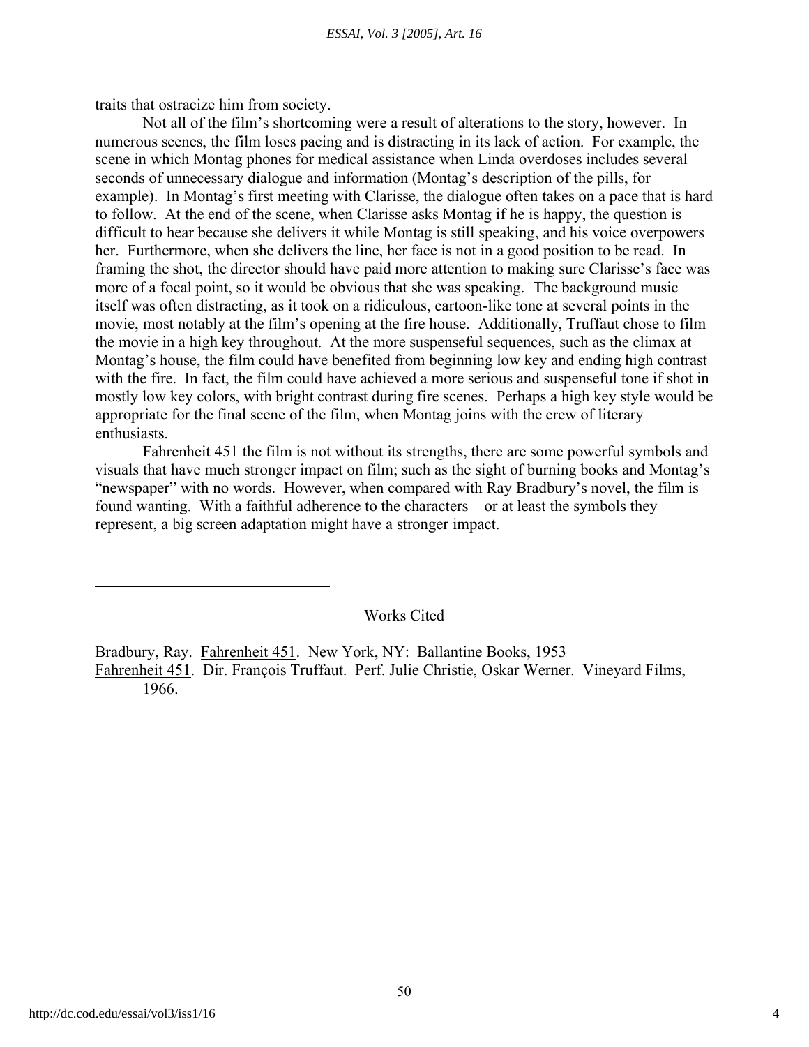traits that ostracize him from society.

Not all of the film's shortcoming were a result of alterations to the story, however. In numerous scenes, the film loses pacing and is distracting in its lack of action. For example, the scene in which Montag phones for medical assistance when Linda overdoses includes several seconds of unnecessary dialogue and information (Montag's description of the pills, for example). In Montag's first meeting with Clarisse, the dialogue often takes on a pace that is hard to follow. At the end of the scene, when Clarisse asks Montag if he is happy, the question is difficult to hear because she delivers it while Montag is still speaking, and his voice overpowers her. Furthermore, when she delivers the line, her face is not in a good position to be read. In framing the shot, the director should have paid more attention to making sure Clarisse's face was more of a focal point, so it would be obvious that she was speaking. The background music itself was often distracting, as it took on a ridiculous, cartoon-like tone at several points in the movie, most notably at the film's opening at the fire house. Additionally, Truffaut chose to film the movie in a high key throughout. At the more suspenseful sequences, such as the climax at Montag's house, the film could have benefited from beginning low key and ending high contrast with the fire. In fact, the film could have achieved a more serious and suspenseful tone if shot in mostly low key colors, with bright contrast during fire scenes. Perhaps a high key style would be appropriate for the final scene of the film, when Montag joins with the crew of literary enthusiasts.

Fahrenheit 451 the film is not without its strengths, there are some powerful symbols and visuals that have much stronger impact on film; such as the sight of burning books and Montag's "newspaper" with no words. However, when compared with Ray Bradbury's novel, the film is found wanting. With a faithful adherence to the characters – or at least the symbols they represent, a big screen adaptation might have a stronger impact.

---

## Works Cited

Bradbury, Ray. Fahrenheit 451. New York, NY: Ballantine Books, 1953

Fahrenheit 451. Dir. François Truffaut. Perf. Julie Christie, Oskar Werner. Vineyard Films, 1966.